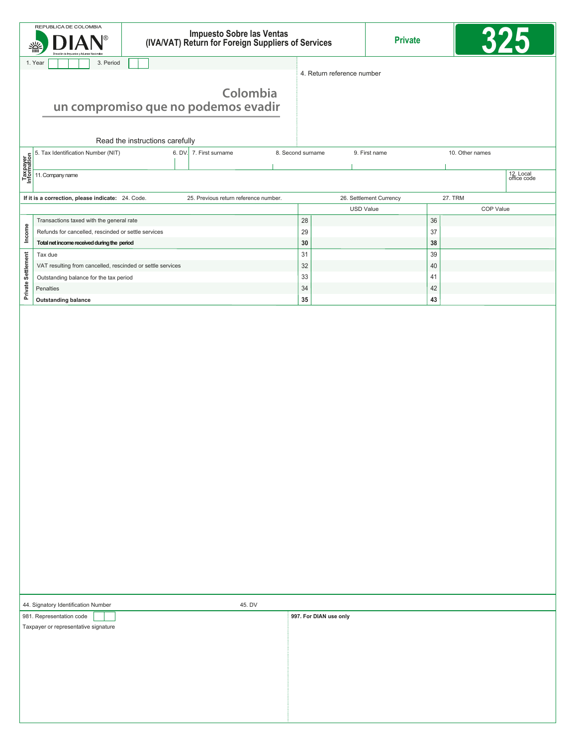REPUBLICA DE COLOMBIA

DIAN®

Dirección de Impuestos y Aduanas Nacionales

# Impuesto Sobre las Ventas (IVA/VAT) Return for Foreign Suppliers of Services

**Private**

# 325

1. Year

3. Period

4. Return reference number

Colombia
un compromiso que no podemos evadir

Read the instructions carefully

**Taxpayer Information**

| 5. Tax Identification Number (NIT) | 6. DV. | 7. First surname | 8. Second surname | 9. First name | 10. Other names |
|---|---|---|---|---|---|
| | | | | | |

| 11. Company name | 12. Local office code |
|---|---|
| | |

**If it is a correction, please indicate:** 24. Code. 25. Previous return reference number. 26. Settlement Currency 27. TRM

| | | | USD Value | | COP Value |
|---|---|---|---|---|---|
| **Income** | Transactions taxed with the general rate | 28 | | 36 | |
| | Refunds for cancelled, rescinded or settle services | 29 | | 37 | |
| | **Total net income received during the period** | **30** | | **38** | |
| **Private Settlement** | Tax due | 31 | | 39 | |
| | VAT resulting from cancelled, rescinded or settle services | 32 | | 40 | |
| | Outstanding balance for the tax period | 33 | | 41 | |
| | Penalties | 34 | | 42 | |
| | **Outstanding balance** | **35** | | **43** | |

44. Signatory Identification Number

45. DV

981. Representation code

Taxpayer or representative signature

**997. For DIAN use only**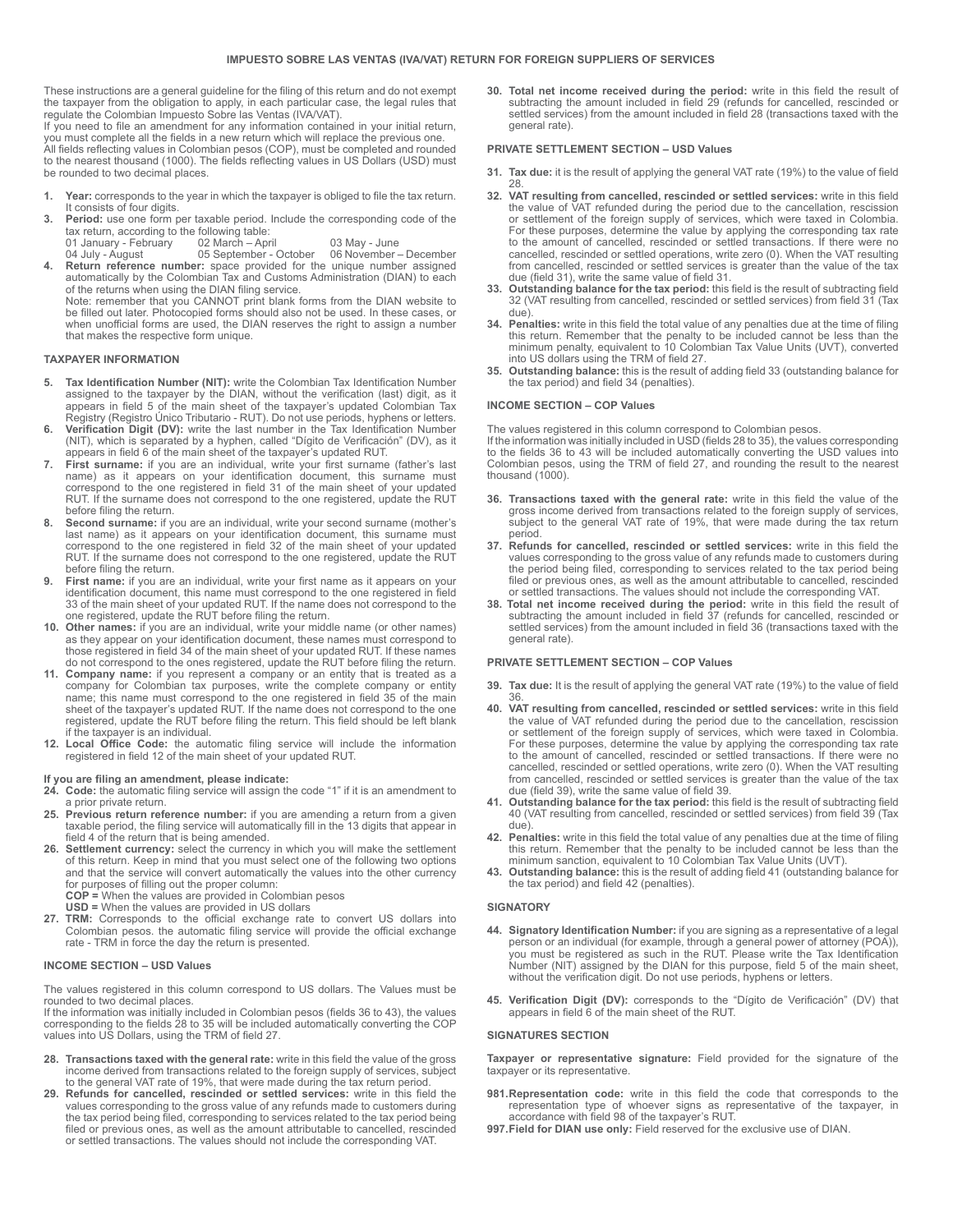## IMPUESTO SOBRE LAS VENTAS (IVA/VAT) RETURN FOR FOREIGN SUPPLIERS OF SERVICES

These instructions are a general guideline for the filing of this return and do not exempt the taxpayer from the obligation to apply, in each particular case, the legal rules that regulate the Colombian Impuesto Sobre las Ventas (IVA/VAT).

If you need to file an amendment for any information contained in your initial return, you must complete all the fields in a new return which will replace the previous one.

All fields reflecting values in Colombian pesos (COP), must be completed and rounded to the nearest thousand (1000). The fields reflecting values in US Dollars (USD) must be rounded to two decimal places.

1. **Year:** corresponds to the year in which the taxpayer is obliged to file the tax return. It consists of four digits.
3. **Period:** use one form per taxable period. Include the corresponding code of the tax return, according to the following table:

| | | |
|---|---|---|
| 01 January - February | 02 March – April | 03 May - June |
| 04 July - August | 05 September - October | 06 November – December |

4. **Return reference number:** space provided for the unique number assigned automatically by the Colombian Tax and Customs Administration (DIAN) to each of the returns when using the DIAN filing service.
   Note: remember that you CANNOT print blank forms from the DIAN website to be filled out later. Photocopied forms should also not be used. In these cases, or when unofficial forms are used, the DIAN reserves the right to assign a number that makes the respective form unique.

### TAXPAYER INFORMATION

5. **Tax Identification Number (NIT):** write the Colombian Tax Identification Number assigned to the taxpayer by the DIAN, without the verification (last) digit, as it appears in field 5 of the main sheet of the taxpayer's updated Colombian Tax Registry (Registro Único Tributario - RUT). Do not use periods, hyphens or letters.
6. **Verification Digit (DV):** write the last number in the Tax Identification Number (NIT), which is separated by a hyphen, called "Dígito de Verificación" (DV), as it appears in field 6 of the main sheet of the taxpayer's updated RUT.
7. **First surname:** if you are an individual, write your first surname (father's last name) as it appears on your identification document, this surname must correspond to the one registered in field 31 of the main sheet of your updated RUT. If the surname does not correspond to the one registered, update the RUT before filing the return.
8. **Second surname:** if you are an individual, write your second surname (mother's last name) as it appears on your identification document, this surname must correspond to the one registered in field 32 of the main sheet of your updated RUT. If the surname does not correspond to the one registered, update the RUT before filing the return.
9. **First name:** if you are an individual, write your first name as it appears on your identification document, this name must correspond to the one registered in field 33 of the main sheet of your updated RUT. If the name does not correspond to the one registered, update the RUT before filing the return.
10. **Other names:** if you are an individual, write your middle name (or other names) as they appear on your identification document, these names must correspond to those registered in field 34 of the main sheet of your updated RUT. If these names do not correspond to the ones registered, update the RUT before filing the return.
11. **Company name:** if you represent a company or an entity that is treated as a company for Colombian tax purposes, write the complete company or entity name; this name must correspond to the one registered in field 35 of the main sheet of the taxpayer's updated RUT. If the name does not correspond to the one registered, update the RUT before filing the return. This field should be left blank if the taxpayer is an individual.
12. **Local Office Code:** the automatic filing service will include the information registered in field 12 of the main sheet of your updated RUT.

**If you are filing an amendment, please indicate:**

24. **Code:** the automatic filing service will assign the code "1" if it is an amendment to a prior private return.
25. **Previous return reference number:** if you are amending a return from a given taxable period, the filing service will automatically fill in the 13 digits that appear in field 4 of the return that is being amended.
26. **Settlement currency:** select the currency in which you will make the settlement of this return. Keep in mind that you must select one of the following two options and that the service will convert automatically the values into the other currency for purposes of filling out the proper column:
    **COP =** When the values are provided in Colombian pesos
    **USD =** When the values are provided in US dollars
27. **TRM:** Corresponds to the official exchange rate to convert US dollars into Colombian pesos. the automatic filing service will provide the official exchange rate - TRM in force the day the return is presented.

### INCOME SECTION – USD Values

The values registered in this column correspond to US dollars. The Values must be rounded to two decimal places.

If the information was initially included in Colombian pesos (fields 36 to 43), the values corresponding to the fields 28 to 35 will be included automatically converting the COP values into US Dollars, using the TRM of field 27.

28. **Transactions taxed with the general rate:** write in this field the value of the gross income derived from transactions related to the foreign supply of services, subject to the general VAT rate of 19%, that were made during the tax return period.
29. **Refunds for cancelled, rescinded or settled services:** write in this field the values corresponding to the gross value of any refunds made to customers during the tax period being filed, corresponding to services related to the tax period being filed or previous ones, as well as the amount attributable to cancelled, rescinded or settled transactions. The values should not include the corresponding VAT.
30. **Total net income received during the period:** write in this field the result of subtracting the amount included in field 29 (refunds for cancelled, rescinded or settled services) from the amount included in field 28 (transactions taxed with the general rate).

### PRIVATE SETTLEMENT SECTION – USD Values

31. **Tax due:** it is the result of applying the general VAT rate (19%) to the value of field 28.
32. **VAT resulting from cancelled, rescinded or settled services:** write in this field the value of VAT refunded during the period due to the cancellation, rescission or settlement of the foreign supply of services, which were taxed in Colombia. For these purposes, determine the value by applying the corresponding tax rate to the amount of cancelled, rescinded or settled transactions. If there were no cancelled, rescinded or settled operations, write zero (0). When the VAT resulting from cancelled, rescinded or settled services is greater than the value of the tax due (field 31), write the same value of field 31.
33. **Outstanding balance for the tax period:** this field is the result of subtracting field 32 (VAT resulting from cancelled, rescinded or settled services) from field 31 (Tax due).
34. **Penalties:** write in this field the total value of any penalties due at the time of filing this return. Remember that the penalty to be included cannot be less than the minimum penalty, equivalent to 10 Colombian Tax Value Units (UVT), converted into US dollars using the TRM of field 27.
35. **Outstanding balance:** this is the result of adding field 33 (outstanding balance for the tax period) and field 34 (penalties).

### INCOME SECTION – COP Values

The values registered in this column correspond to Colombian pesos.

If the information was initially included in USD (fields 28 to 35), the values corresponding to the fields 36 to 43 will be included automatically converting the USD values into Colombian pesos, using the TRM of field 27, and rounding the result to the nearest thousand (1000).

36. **Transactions taxed with the general rate:** write in this field the value of the gross income derived from transactions related to the foreign supply of services, subject to the general VAT rate of 19%, that were made during the tax return period.
37. **Refunds for cancelled, rescinded or settled services:** write in this field the values corresponding to the gross value of any refunds made to customers during the period being filed, corresponding to services related to the tax period being filed or previous ones, as well as the amount attributable to cancelled, rescinded or settled transactions. The values should not include the corresponding VAT.
38. **Total net income received during the period:** write in this field the result of subtracting the amount included in field 37 (refunds for cancelled, rescinded or settled services) from the amount included in field 36 (transactions taxed with the general rate).

### PRIVATE SETTLEMENT SECTION – COP Values

39. **Tax due:** It is the result of applying the general VAT rate (19%) to the value of field 36.
40. **VAT resulting from cancelled, rescinded or settled services:** write in this field the value of VAT refunded during the period due to the cancellation, rescission or settlement of the foreign supply of services, which were taxed in Colombia. For these purposes, determine the value by applying the corresponding tax rate to the amount of cancelled, rescinded or settled transactions. If there were no cancelled, rescinded or settled operations, write zero (0). When the VAT resulting from cancelled, rescinded or settled services is greater than the value of the tax due (field 39), write the same value of field 39.
41. **Outstanding balance for the tax period:** this field is the result of subtracting field 40 (VAT resulting from cancelled, rescinded or settled services) from field 39 (Tax due).
42. **Penalties:** write in this field the total value of any penalties due at the time of filing this return. Remember that the penalty to be included cannot be less than the minimum sanction, equivalent to 10 Colombian Tax Value Units (UVT).
43. **Outstanding balance:** this is the result of adding field 41 (outstanding balance for the tax period) and field 42 (penalties).

### SIGNATORY

44. **Signatory Identification Number:** if you are signing as a representative of a legal person or an individual (for example, through a general power of attorney (POA)), you must be registered as such in the RUT. Please write the Tax Identification Number (NIT) assigned by the DIAN for this purpose, field 5 of the main sheet, without the verification digit. Do not use periods, hyphens or letters.
45. **Verification Digit (DV):** corresponds to the "Dígito de Verificación" (DV) that appears in field 6 of the main sheet of the RUT.

### SIGNATURES SECTION

**Taxpayer or representative signature:** Field provided for the signature of the taxpayer or its representative.

981. **Representation code:** write in this field the code that corresponds to the representation type of whoever signs as representative of the taxpayer, in accordance with field 98 of the taxpayer's RUT.
997. **Field for DIAN use only:** Field reserved for the exclusive use of DIAN.